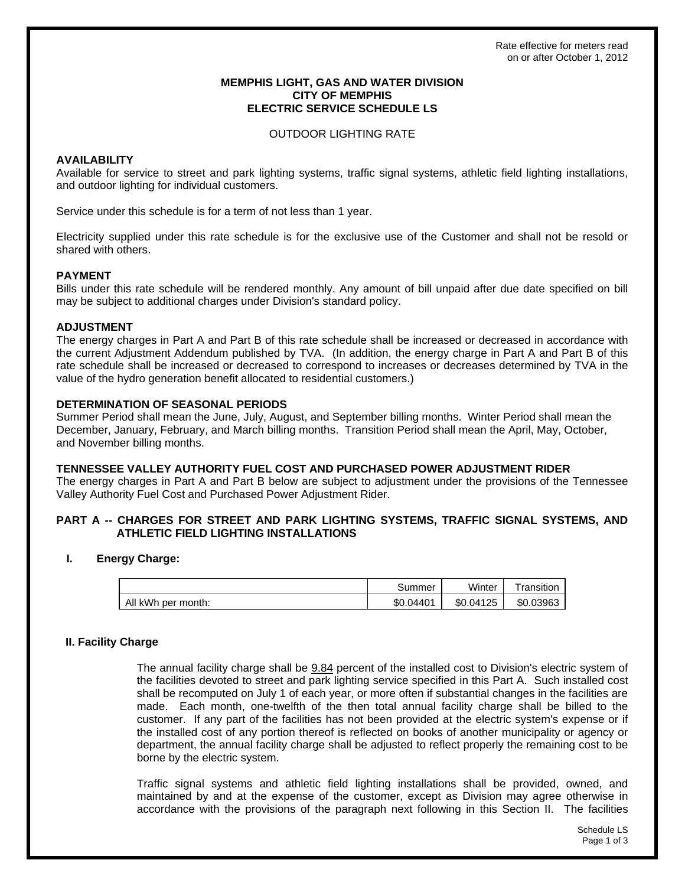Rate effective for meters read on or after October 1, 2012

# MEMPHIS LIGHT, GAS AND WATER DIVISION
# CITY OF MEMPHIS
# ELECTRIC SERVICE SCHEDULE LS

OUTDOOR LIGHTING RATE

## AVAILABILITY

Available for service to street and park lighting systems, traffic signal systems, athletic field lighting installations, and outdoor lighting for individual customers.

Service under this schedule is for a term of not less than 1 year.

Electricity supplied under this rate schedule is for the exclusive use of the Customer and shall not be resold or shared with others.

## PAYMENT

Bills under this rate schedule will be rendered monthly. Any amount of bill unpaid after due date specified on bill may be subject to additional charges under Division's standard policy.

## ADJUSTMENT

The energy charges in Part A and Part B of this rate schedule shall be increased or decreased in accordance with the current Adjustment Addendum published by TVA. (In addition, the energy charge in Part A and Part B of this rate schedule shall be increased or decreased to correspond to increases or decreases determined by TVA in the value of the hydro generation benefit allocated to residential customers.)

## DETERMINATION OF SEASONAL PERIODS

Summer Period shall mean the June, July, August, and September billing months. Winter Period shall mean the December, January, February, and March billing months. Transition Period shall mean the April, May, October, and November billing months.

## TENNESSEE VALLEY AUTHORITY FUEL COST AND PURCHASED POWER ADJUSTMENT RIDER

The energy charges in Part A and Part B below are subject to adjustment under the provisions of the Tennessee Valley Authority Fuel Cost and Purchased Power Adjustment Rider.

## PART A -- CHARGES FOR STREET AND PARK LIGHTING SYSTEMS, TRAFFIC SIGNAL SYSTEMS, AND ATHLETIC FIELD LIGHTING INSTALLATIONS

### I. Energy Charge:

| | Summer | Winter | Transition |
|---|---|---|---|
| All kWh per month: | \$0.04401 | \$0.04125 | \$0.03963 |

### II. Facility Charge

The annual facility charge shall be 9.84 percent of the installed cost to Division's electric system of the facilities devoted to street and park lighting service specified in this Part A. Such installed cost shall be recomputed on July 1 of each year, or more often if substantial changes in the facilities are made. Each month, one-twelfth of the then total annual facility charge shall be billed to the customer. If any part of the facilities has not been provided at the electric system's expense or if the installed cost of any portion thereof is reflected on books of another municipality or agency or department, the annual facility charge shall be adjusted to reflect properly the remaining cost to be borne by the electric system.

Traffic signal systems and athletic field lighting installations shall be provided, owned, and maintained by and at the expense of the customer, except as Division may agree otherwise in accordance with the provisions of the paragraph next following in this Section II. The facilities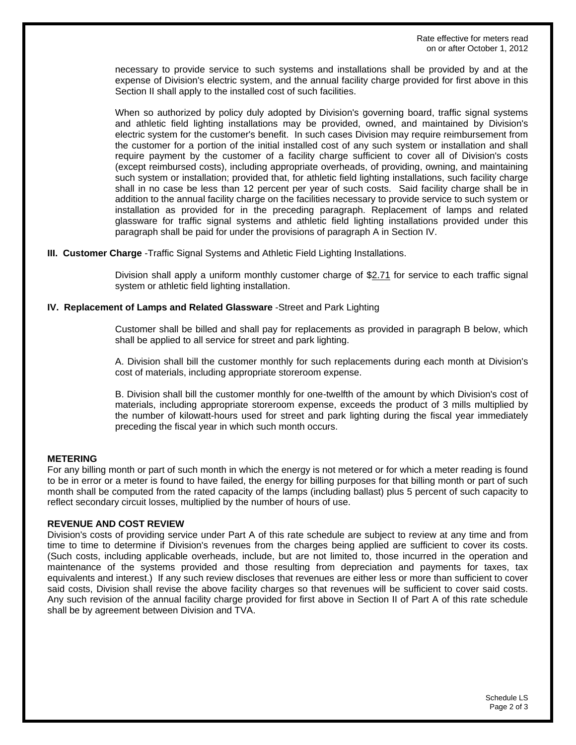necessary to provide service to such systems and installations shall be provided by and at the expense of Division's electric system, and the annual facility charge provided for first above in this Section II shall apply to the installed cost of such facilities.

When so authorized by policy duly adopted by Division's governing board, traffic signal systems and athletic field lighting installations may be provided, owned, and maintained by Division's electric system for the customer's benefit. In such cases Division may require reimbursement from the customer for a portion of the initial installed cost of any such system or installation and shall require payment by the customer of a facility charge sufficient to cover all of Division's costs (except reimbursed costs), including appropriate overheads, of providing, owning, and maintaining such system or installation; provided that, for athletic field lighting installations, such facility charge shall in no case be less than 12 percent per year of such costs. Said facility charge shall be in addition to the annual facility charge on the facilities necessary to provide service to such system or installation as provided for in the preceding paragraph. Replacement of lamps and related glassware for traffic signal systems and athletic field lighting installations provided under this paragraph shall be paid for under the provisions of paragraph A in Section IV.

**III. Customer Charge** -Traffic Signal Systems and Athletic Field Lighting Installations.

Division shall apply a uniform monthly customer charge of $2.71 for service to each traffic signal system or athletic field lighting installation.

**IV. Replacement of Lamps and Related Glassware** -Street and Park Lighting

Customer shall be billed and shall pay for replacements as provided in paragraph B below, which shall be applied to all service for street and park lighting.

A. Division shall bill the customer monthly for such replacements during each month at Division's cost of materials, including appropriate storeroom expense.

B. Division shall bill the customer monthly for one-twelfth of the amount by which Division's cost of materials, including appropriate storeroom expense, exceeds the product of 3 mills multiplied by the number of kilowatt-hours used for street and park lighting during the fiscal year immediately preceding the fiscal year in which such month occurs.

**METERING**

For any billing month or part of such month in which the energy is not metered or for which a meter reading is found to be in error or a meter is found to have failed, the energy for billing purposes for that billing month or part of such month shall be computed from the rated capacity of the lamps (including ballast) plus 5 percent of such capacity to reflect secondary circuit losses, multiplied by the number of hours of use.

**REVENUE AND COST REVIEW**

Division's costs of providing service under Part A of this rate schedule are subject to review at any time and from time to time to determine if Division's revenues from the charges being applied are sufficient to cover its costs. (Such costs, including applicable overheads, include, but are not limited to, those incurred in the operation and maintenance of the systems provided and those resulting from depreciation and payments for taxes, tax equivalents and interest.) If any such review discloses that revenues are either less or more than sufficient to cover said costs, Division shall revise the above facility charges so that revenues will be sufficient to cover said costs. Any such revision of the annual facility charge provided for first above in Section II of Part A of this rate schedule shall be by agreement between Division and TVA.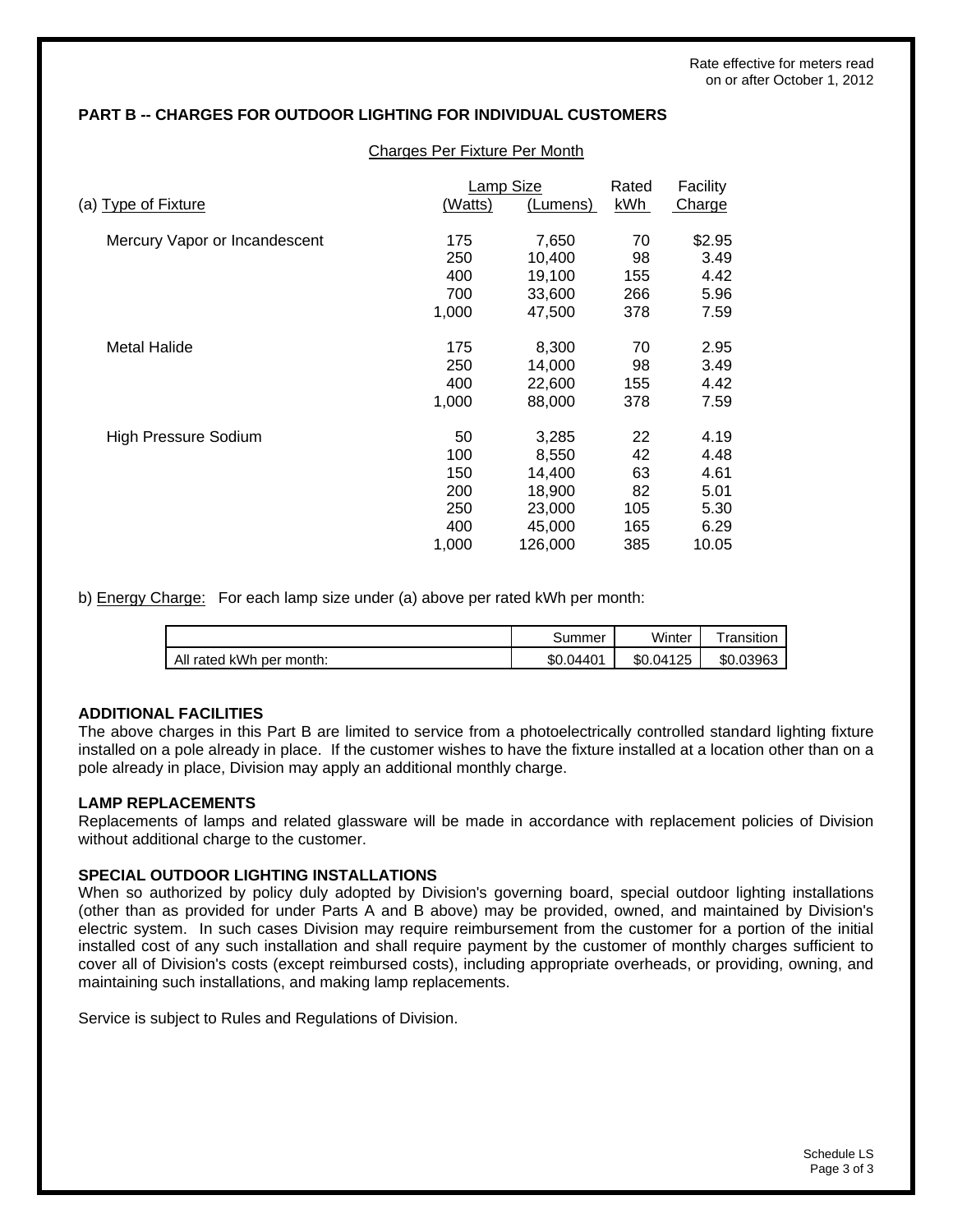Rate effective for meters read on or after October 1, 2012

**PART B -- CHARGES FOR OUTDOOR LIGHTING FOR INDIVIDUAL CUSTOMERS**

Charges Per Fixture Per Month

| (a) Type of Fixture | Lamp Size (Watts) | (Lumens) | Rated kWh | Facility Charge |
|---|---|---|---|---|
| Mercury Vapor or Incandescent | 175 | 7,650 | 70 | $2.95 |
| | 250 | 10,400 | 98 | 3.49 |
| | 400 | 19,100 | 155 | 4.42 |
| | 700 | 33,600 | 266 | 5.96 |
| | 1,000 | 47,500 | 378 | 7.59 |
| Metal Halide | 175 | 8,300 | 70 | 2.95 |
| | 250 | 14,000 | 98 | 3.49 |
| | 400 | 22,600 | 155 | 4.42 |
| | 1,000 | 88,000 | 378 | 7.59 |
| High Pressure Sodium | 50 | 3,285 | 22 | 4.19 |
| | 100 | 8,550 | 42 | 4.48 |
| | 150 | 14,400 | 63 | 4.61 |
| | 200 | 18,900 | 82 | 5.01 |
| | 250 | 23,000 | 105 | 5.30 |
| | 400 | 45,000 | 165 | 6.29 |
| | 1,000 | 126,000 | 385 | 10.05 |

b) Energy Charge: For each lamp size under (a) above per rated kWh per month:

| | Summer | Winter | Transition |
|---|---|---|---|
| All rated kWh per month: | $0.04401 | $0.04125 | $0.03963 |

**ADDITIONAL FACILITIES**

The above charges in this Part B are limited to service from a photoelectrically controlled standard lighting fixture installed on a pole already in place. If the customer wishes to have the fixture installed at a location other than on a pole already in place, Division may apply an additional monthly charge.

**LAMP REPLACEMENTS**

Replacements of lamps and related glassware will be made in accordance with replacement policies of Division without additional charge to the customer.

**SPECIAL OUTDOOR LIGHTING INSTALLATIONS**

When so authorized by policy duly adopted by Division's governing board, special outdoor lighting installations (other than as provided for under Parts A and B above) may be provided, owned, and maintained by Division's electric system. In such cases Division may require reimbursement from the customer for a portion of the initial installed cost of any such installation and shall require payment by the customer of monthly charges sufficient to cover all of Division's costs (except reimbursed costs), including appropriate overheads, or providing, owning, and maintaining such installations, and making lamp replacements.

Service is subject to Rules and Regulations of Division.

Schedule LS